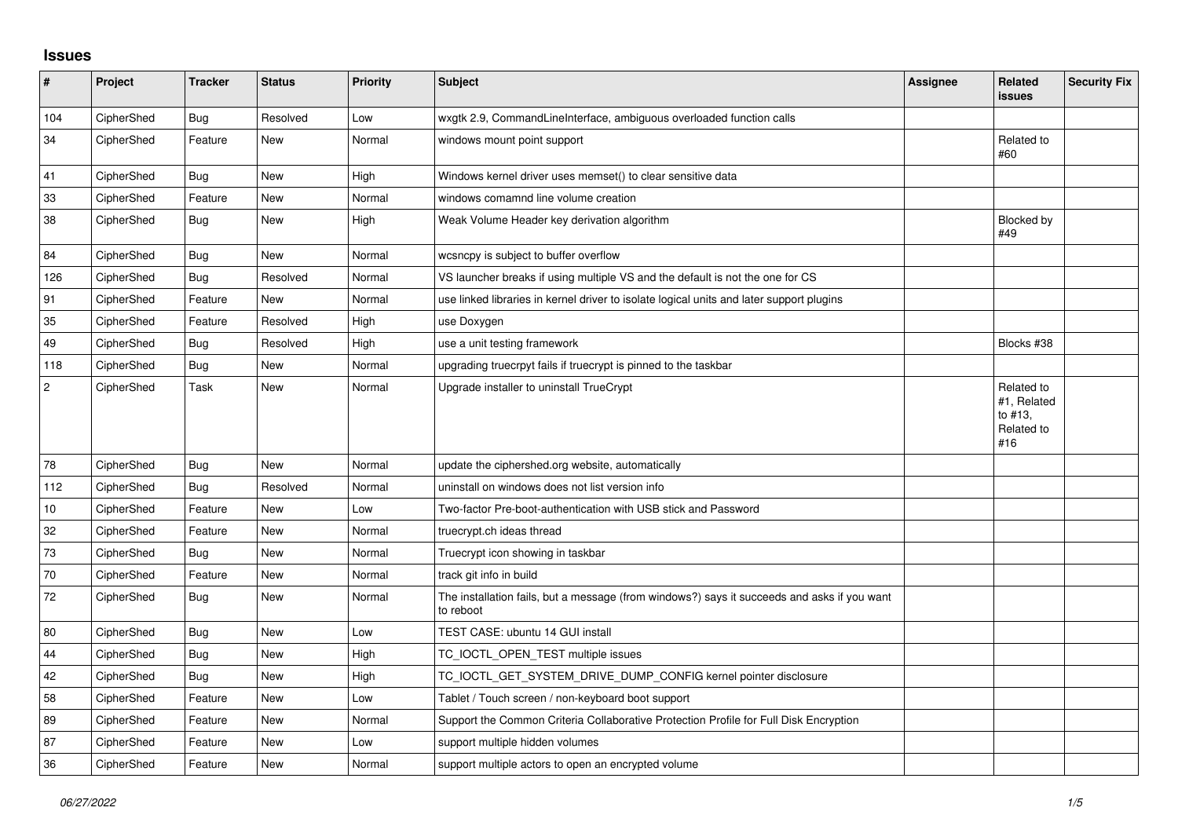## Issues

| # | Project | Tracker | Status | Priority | Subject | Assignee | Related issues | Security Fix |
|---|---|---|---|---|---|---|---|---|
| 104 | CipherShed | Bug | Resolved | Low | wxgtk 2.9, CommandLineInterface, ambiguous overloaded function calls | | | |
| 34 | CipherShed | Feature | New | Normal | windows mount point support | | Related to #60 | |
| 41 | CipherShed | Bug | New | High | Windows kernel driver uses memset() to clear sensitive data | | | |
| 33 | CipherShed | Feature | New | Normal | windows comamnd line volume creation | | | |
| 38 | CipherShed | Bug | New | High | Weak Volume Header key derivation algorithm | | Blocked by #49 | |
| 84 | CipherShed | Bug | New | Normal | wcsncpy is subject to buffer overflow | | | |
| 126 | CipherShed | Bug | Resolved | Normal | VS launcher breaks if using multiple VS and the default is not the one for CS | | | |
| 91 | CipherShed | Feature | New | Normal | use linked libraries in kernel driver to isolate logical units and later support plugins | | | |
| 35 | CipherShed | Feature | Resolved | High | use Doxygen | | | |
| 49 | CipherShed | Bug | Resolved | High | use a unit testing framework | | Blocks #38 | |
| 118 | CipherShed | Bug | New | Normal | upgrading truecrpyt fails if truecrypt is pinned to the taskbar | | | |
| 2 | CipherShed | Task | New | Normal | Upgrade installer to uninstall TrueCrypt | | Related to #1, Related to #13, Related to #16 | |
| 78 | CipherShed | Bug | New | Normal | update the ciphershed.org website, automatically | | | |
| 112 | CipherShed | Bug | Resolved | Normal | uninstall on windows does not list version info | | | |
| 10 | CipherShed | Feature | New | Low | Two-factor Pre-boot-authentication with USB stick and Password | | | |
| 32 | CipherShed | Feature | New | Normal | truecrypt.ch ideas thread | | | |
| 73 | CipherShed | Bug | New | Normal | Truecrypt icon showing in taskbar | | | |
| 70 | CipherShed | Feature | New | Normal | track git info in build | | | |
| 72 | CipherShed | Bug | New | Normal | The installation fails, but a message (from windows?) says it succeeds and asks if you want to reboot | | | |
| 80 | CipherShed | Bug | New | Low | TEST CASE: ubuntu 14 GUI install | | | |
| 44 | CipherShed | Bug | New | High | TC_IOCTL_OPEN_TEST multiple issues | | | |
| 42 | CipherShed | Bug | New | High | TC_IOCTL_GET_SYSTEM_DRIVE_DUMP_CONFIG kernel pointer disclosure | | | |
| 58 | CipherShed | Feature | New | Low | Tablet / Touch screen / non-keyboard boot support | | | |
| 89 | CipherShed | Feature | New | Normal | Support the Common Criteria Collaborative Protection Profile for Full Disk Encryption | | | |
| 87 | CipherShed | Feature | New | Low | support multiple hidden volumes | | | |
| 36 | CipherShed | Feature | New | Normal | support multiple actors to open an encrypted volume | | | |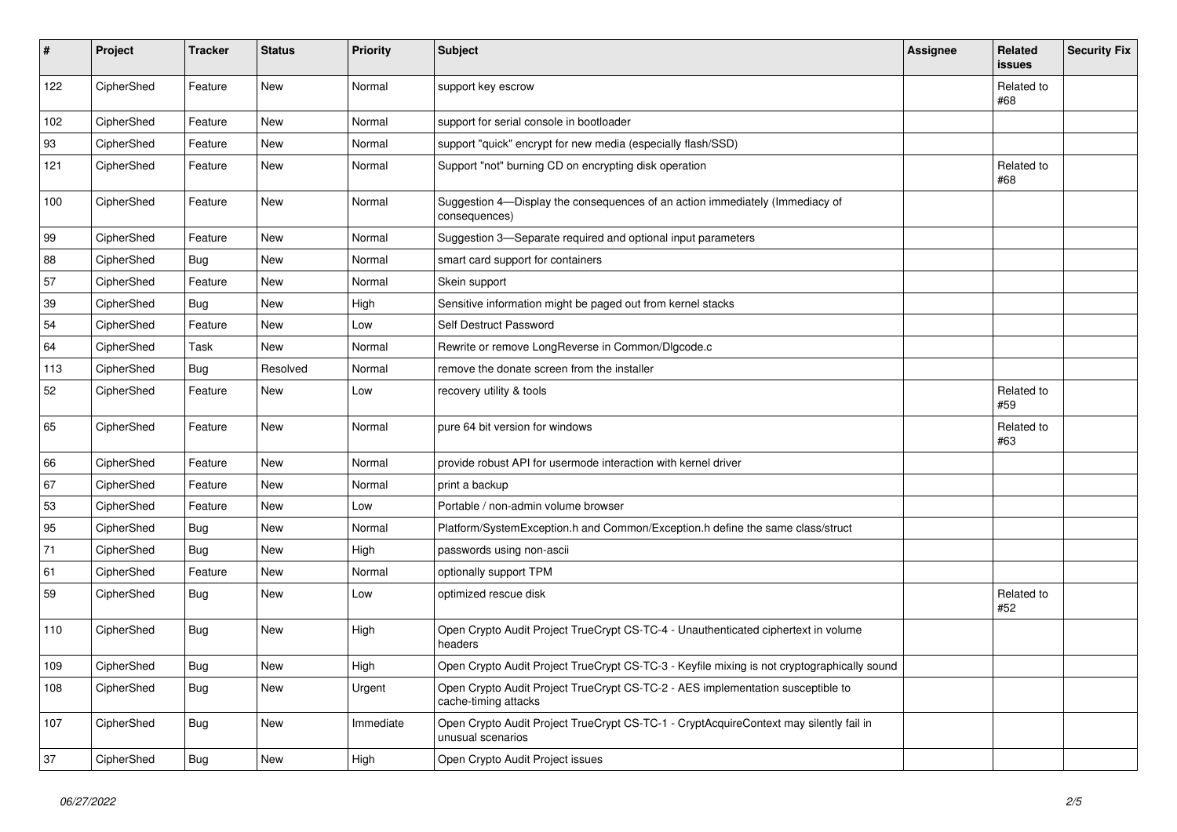| # | Project | Tracker | Status | Priority | Subject | Assignee | Related issues | Security Fix |
|---|---|---|---|---|---|---|---|---|
| 122 | CipherShed | Feature | New | Normal | support key escrow | | Related to #68 | |
| 102 | CipherShed | Feature | New | Normal | support for serial console in bootloader | | | |
| 93 | CipherShed | Feature | New | Normal | support "quick" encrypt for new media (especially flash/SSD) | | | |
| 121 | CipherShed | Feature | New | Normal | Support "not" burning CD on encrypting disk operation | | Related to #68 | |
| 100 | CipherShed | Feature | New | Normal | Suggestion 4—Display the consequences of an action immediately (Immediacy of consequences) | | | |
| 99 | CipherShed | Feature | New | Normal | Suggestion 3—Separate required and optional input parameters | | | |
| 88 | CipherShed | Bug | New | Normal | smart card support for containers | | | |
| 57 | CipherShed | Feature | New | Normal | Skein support | | | |
| 39 | CipherShed | Bug | New | High | Sensitive information might be paged out from kernel stacks | | | |
| 54 | CipherShed | Feature | New | Low | Self Destruct Password | | | |
| 64 | CipherShed | Task | New | Normal | Rewrite or remove LongReverse in Common/Dlgcode.c | | | |
| 113 | CipherShed | Bug | Resolved | Normal | remove the donate screen from the installer | | | |
| 52 | CipherShed | Feature | New | Low | recovery utility & tools | | Related to #59 | |
| 65 | CipherShed | Feature | New | Normal | pure 64 bit version for windows | | Related to #63 | |
| 66 | CipherShed | Feature | New | Normal | provide robust API for usermode interaction with kernel driver | | | |
| 67 | CipherShed | Feature | New | Normal | print a backup | | | |
| 53 | CipherShed | Feature | New | Low | Portable / non-admin volume browser | | | |
| 95 | CipherShed | Bug | New | Normal | Platform/SystemException.h and Common/Exception.h define the same class/struct | | | |
| 71 | CipherShed | Bug | New | High | passwords using non-ascii | | | |
| 61 | CipherShed | Feature | New | Normal | optionally support TPM | | | |
| 59 | CipherShed | Bug | New | Low | optimized rescue disk | | Related to #52 | |
| 110 | CipherShed | Bug | New | High | Open Crypto Audit Project TrueCrypt CS-TC-4 - Unauthenticated ciphertext in volume headers | | | |
| 109 | CipherShed | Bug | New | High | Open Crypto Audit Project TrueCrypt CS-TC-3 - Keyfile mixing is not cryptographically sound | | | |
| 108 | CipherShed | Bug | New | Urgent | Open Crypto Audit Project TrueCrypt CS-TC-2 - AES implementation susceptible to cache-timing attacks | | | |
| 107 | CipherShed | Bug | New | Immediate | Open Crypto Audit Project TrueCrypt CS-TC-1 - CryptAcquireContext may silently fail in unusual scenarios | | | |
| 37 | CipherShed | Bug | New | High | Open Crypto Audit Project issues | | | |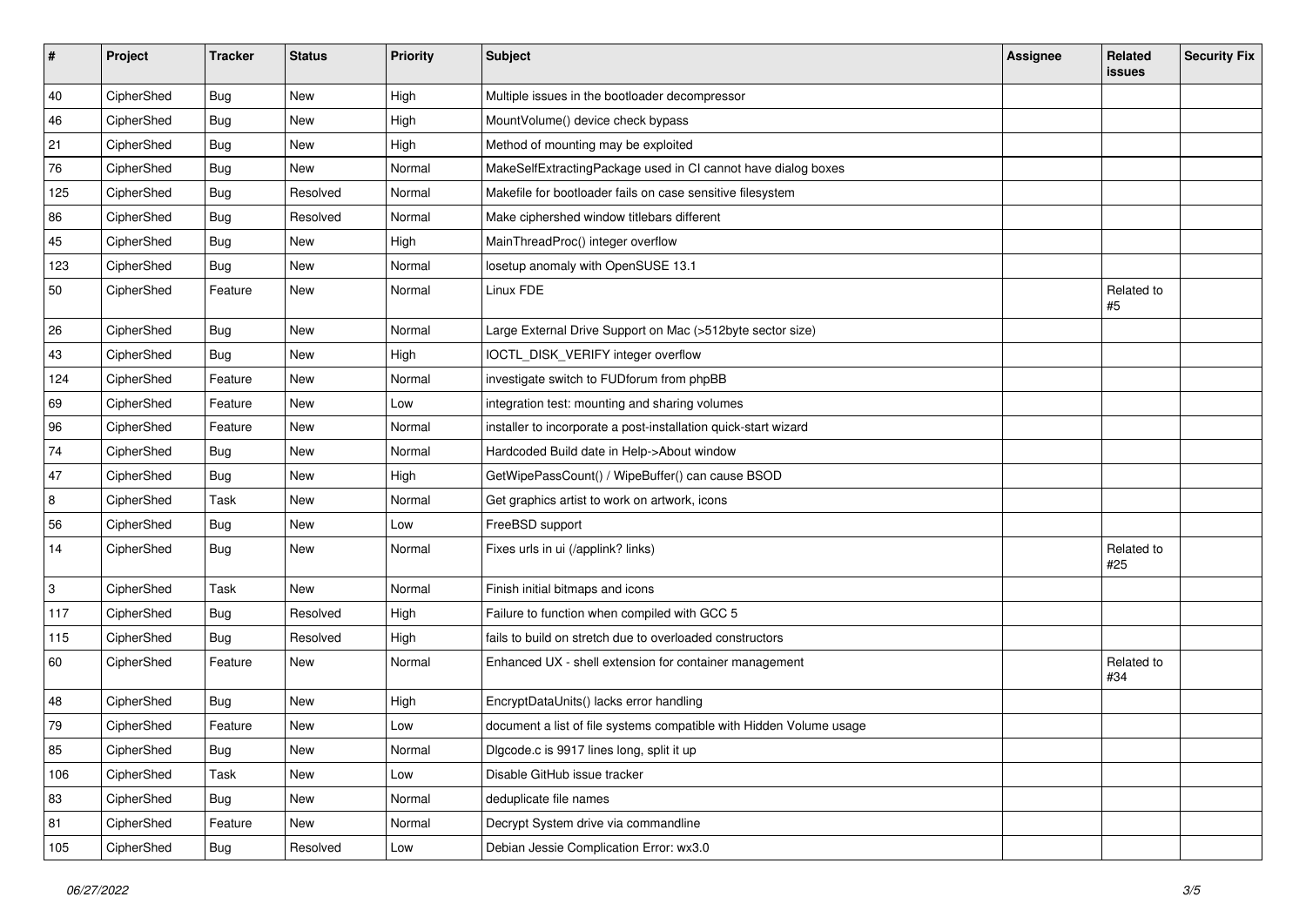| # | Project | Tracker | Status | Priority | Subject | Assignee | Related issues | Security Fix |
|---|---|---|---|---|---|---|---|---|
| 40 | CipherShed | Bug | New | High | Multiple issues in the bootloader decompressor | | | |
| 46 | CipherShed | Bug | New | High | MountVolume() device check bypass | | | |
| 21 | CipherShed | Bug | New | High | Method of mounting may be exploited | | | |
| 76 | CipherShed | Bug | New | Normal | MakeSelfExtractingPackage used in CI cannot have dialog boxes | | | |
| 125 | CipherShed | Bug | Resolved | Normal | Makefile for bootloader fails on case sensitive filesystem | | | |
| 86 | CipherShed | Bug | Resolved | Normal | Make ciphershed window titlebars different | | | |
| 45 | CipherShed | Bug | New | High | MainThreadProc() integer overflow | | | |
| 123 | CipherShed | Bug | New | Normal | losetup anomaly with OpenSUSE 13.1 | | | |
| 50 | CipherShed | Feature | New | Normal | Linux FDE | | Related to #5 | |
| 26 | CipherShed | Bug | New | Normal | Large External Drive Support on Mac (>512byte sector size) | | | |
| 43 | CipherShed | Bug | New | High | IOCTL_DISK_VERIFY integer overflow | | | |
| 124 | CipherShed | Feature | New | Normal | investigate switch to FUDforum from phpBB | | | |
| 69 | CipherShed | Feature | New | Low | integration test: mounting and sharing volumes | | | |
| 96 | CipherShed | Feature | New | Normal | installer to incorporate a post-installation quick-start wizard | | | |
| 74 | CipherShed | Bug | New | Normal | Hardcoded Build date in Help->About window | | | |
| 47 | CipherShed | Bug | New | High | GetWipePassCount() / WipeBuffer() can cause BSOD | | | |
| 8 | CipherShed | Task | New | Normal | Get graphics artist to work on artwork, icons | | | |
| 56 | CipherShed | Bug | New | Low | FreeBSD support | | | |
| 14 | CipherShed | Bug | New | Normal | Fixes urls in ui (/applink? links) | | Related to #25 | |
| 3 | CipherShed | Task | New | Normal | Finish initial bitmaps and icons | | | |
| 117 | CipherShed | Bug | Resolved | High | Failure to function when compiled with GCC 5 | | | |
| 115 | CipherShed | Bug | Resolved | High | fails to build on stretch due to overloaded constructors | | | |
| 60 | CipherShed | Feature | New | Normal | Enhanced UX - shell extension for container management | | Related to #34 | |
| 48 | CipherShed | Bug | New | High | EncryptDataUnits() lacks error handling | | | |
| 79 | CipherShed | Feature | New | Low | document a list of file systems compatible with Hidden Volume usage | | | |
| 85 | CipherShed | Bug | New | Normal | Dlgcode.c is 9917 lines long, split it up | | | |
| 106 | CipherShed | Task | New | Low | Disable GitHub issue tracker | | | |
| 83 | CipherShed | Bug | New | Normal | deduplicate file names | | | |
| 81 | CipherShed | Feature | New | Normal | Decrypt System drive via commandline | | | |
| 105 | CipherShed | Bug | Resolved | Low | Debian Jessie Complication Error: wx3.0 | | | |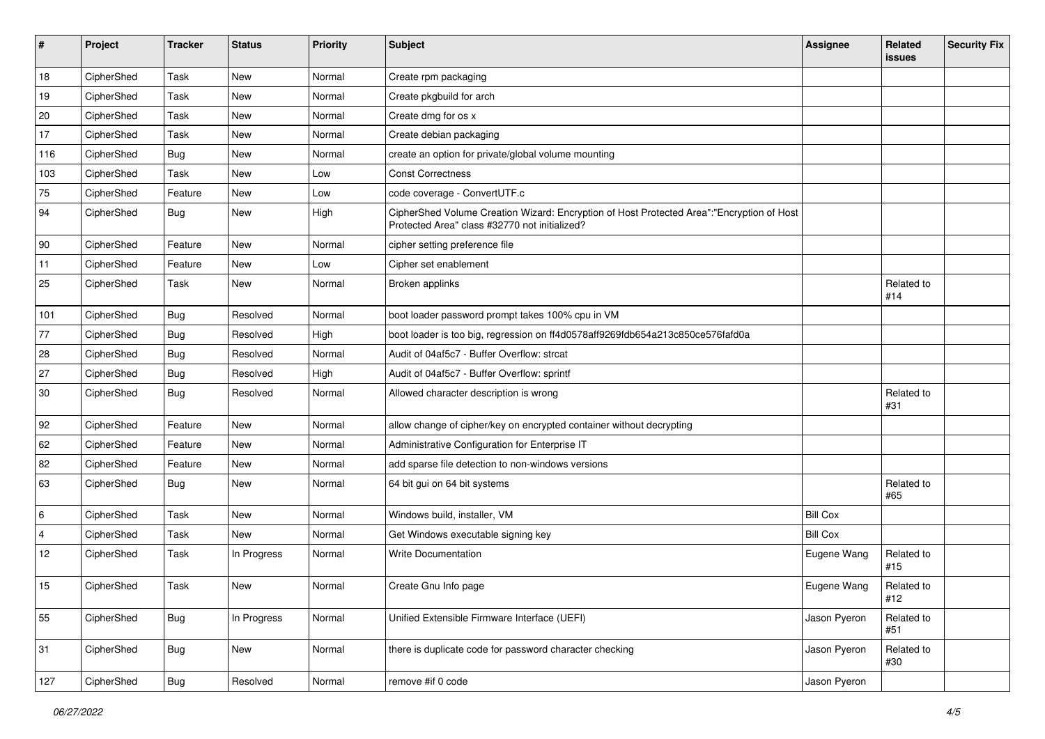| # | Project | Tracker | Status | Priority | Subject | Assignee | Related issues | Security Fix |
|---|---|---|---|---|---|---|---|---|
| 18 | CipherShed | Task | New | Normal | Create rpm packaging | | | |
| 19 | CipherShed | Task | New | Normal | Create pkgbuild for arch | | | |
| 20 | CipherShed | Task | New | Normal | Create dmg for os x | | | |
| 17 | CipherShed | Task | New | Normal | Create debian packaging | | | |
| 116 | CipherShed | Bug | New | Normal | create an option for private/global volume mounting | | | |
| 103 | CipherShed | Task | New | Low | Const Correctness | | | |
| 75 | CipherShed | Feature | New | Low | code coverage - ConvertUTF.c | | | |
| 94 | CipherShed | Bug | New | High | CipherShed Volume Creation Wizard: Encryption of Host Protected Area":"Encryption of Host Protected Area" class #32770 not initialized? | | | |
| 90 | CipherShed | Feature | New | Normal | cipher setting preference file | | | |
| 11 | CipherShed | Feature | New | Low | Cipher set enablement | | | |
| 25 | CipherShed | Task | New | Normal | Broken applinks | | Related to #14 | |
| 101 | CipherShed | Bug | Resolved | Normal | boot loader password prompt takes 100% cpu in VM | | | |
| 77 | CipherShed | Bug | Resolved | High | boot loader is too big, regression on ff4d0578aff9269fdb654a213c850ce576fafd0a | | | |
| 28 | CipherShed | Bug | Resolved | Normal | Audit of 04af5c7 - Buffer Overflow: strcat | | | |
| 27 | CipherShed | Bug | Resolved | High | Audit of 04af5c7 - Buffer Overflow: sprintf | | | |
| 30 | CipherShed | Bug | Resolved | Normal | Allowed character description is wrong | | Related to #31 | |
| 92 | CipherShed | Feature | New | Normal | allow change of cipher/key on encrypted container without decrypting | | | |
| 62 | CipherShed | Feature | New | Normal | Administrative Configuration for Enterprise IT | | | |
| 82 | CipherShed | Feature | New | Normal | add sparse file detection to non-windows versions | | | |
| 63 | CipherShed | Bug | New | Normal | 64 bit gui on 64 bit systems | | Related to #65 | |
| 6 | CipherShed | Task | New | Normal | Windows build, installer, VM | Bill Cox | | |
| 4 | CipherShed | Task | New | Normal | Get Windows executable signing key | Bill Cox | | |
| 12 | CipherShed | Task | In Progress | Normal | Write Documentation | Eugene Wang | Related to #15 | |
| 15 | CipherShed | Task | New | Normal | Create Gnu Info page | Eugene Wang | Related to #12 | |
| 55 | CipherShed | Bug | In Progress | Normal | Unified Extensible Firmware Interface (UEFI) | Jason Pyeron | Related to #51 | |
| 31 | CipherShed | Bug | New | Normal | there is duplicate code for password character checking | Jason Pyeron | Related to #30 | |
| 127 | CipherShed | Bug | Resolved | Normal | remove #if 0 code | Jason Pyeron | | |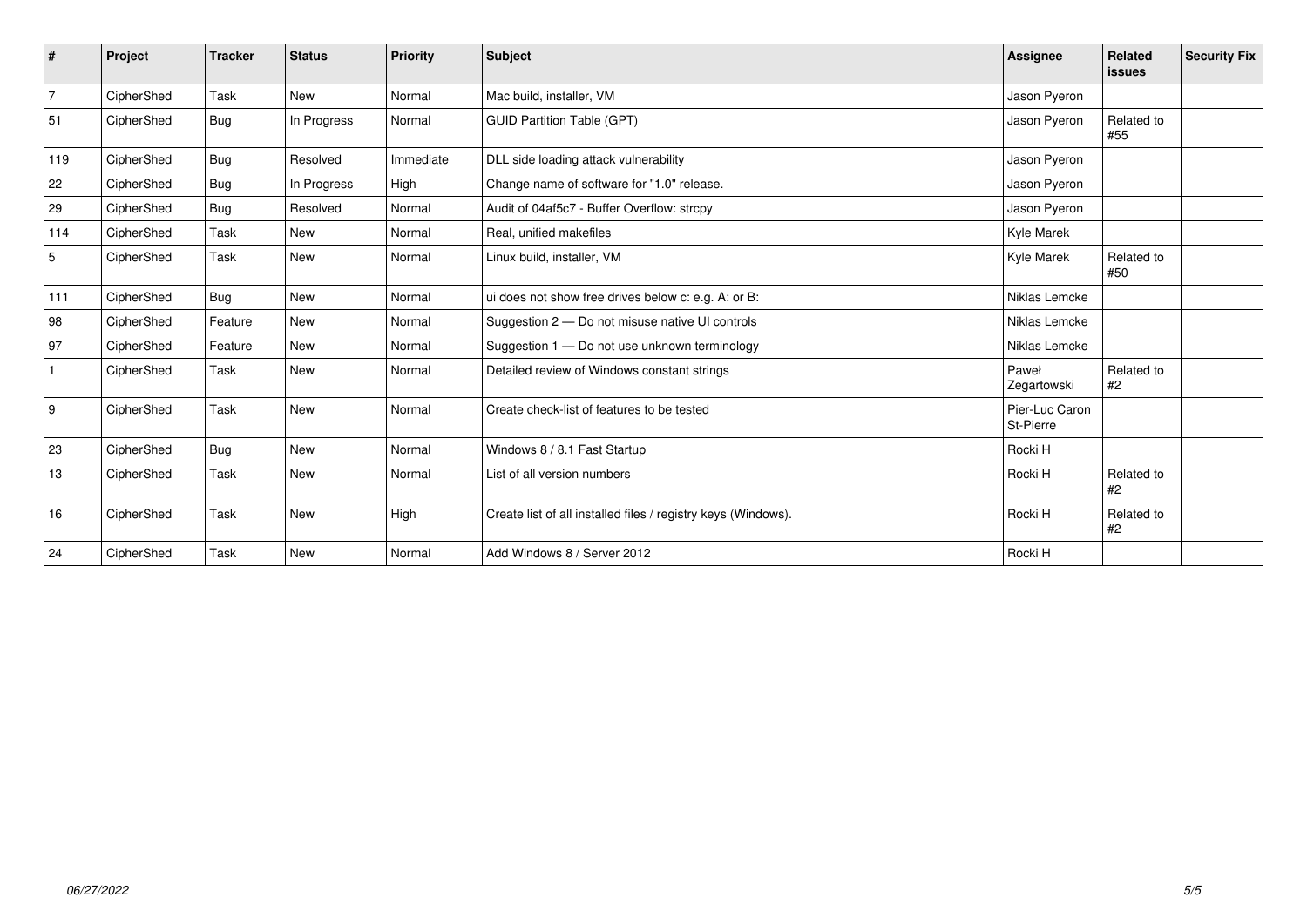| # | Project | Tracker | Status | Priority | Subject | Assignee | Related issues | Security Fix |
|---|---|---|---|---|---|---|---|---|
| 7 | CipherShed | Task | New | Normal | Mac build, installer, VM | Jason Pyeron | | |
| 51 | CipherShed | Bug | In Progress | Normal | GUID Partition Table (GPT) | Jason Pyeron | Related to #55 | |
| 119 | CipherShed | Bug | Resolved | Immediate | DLL side loading attack vulnerability | Jason Pyeron | | |
| 22 | CipherShed | Bug | In Progress | High | Change name of software for "1.0" release. | Jason Pyeron | | |
| 29 | CipherShed | Bug | Resolved | Normal | Audit of 04af5c7 - Buffer Overflow: strcpy | Jason Pyeron | | |
| 114 | CipherShed | Task | New | Normal | Real, unified makefiles | Kyle Marek | | |
| 5 | CipherShed | Task | New | Normal | Linux build, installer, VM | Kyle Marek | Related to #50 | |
| 111 | CipherShed | Bug | New | Normal | ui does not show free drives below c: e.g. A: or B: | Niklas Lemcke | | |
| 98 | CipherShed | Feature | New | Normal | Suggestion 2 — Do not misuse native UI controls | Niklas Lemcke | | |
| 97 | CipherShed | Feature | New | Normal | Suggestion 1 — Do not use unknown terminology | Niklas Lemcke | | |
| 1 | CipherShed | Task | New | Normal | Detailed review of Windows constant strings | Paweł Zegartowski | Related to #2 | |
| 9 | CipherShed | Task | New | Normal | Create check-list of features to be tested | Pier-Luc Caron St-Pierre | | |
| 23 | CipherShed | Bug | New | Normal | Windows 8 / 8.1 Fast Startup | Rocki H | | |
| 13 | CipherShed | Task | New | Normal | List of all version numbers | Rocki H | Related to #2 | |
| 16 | CipherShed | Task | New | High | Create list of all installed files / registry keys (Windows). | Rocki H | Related to #2 | |
| 24 | CipherShed | Task | New | Normal | Add Windows 8 / Server 2012 | Rocki H | | |